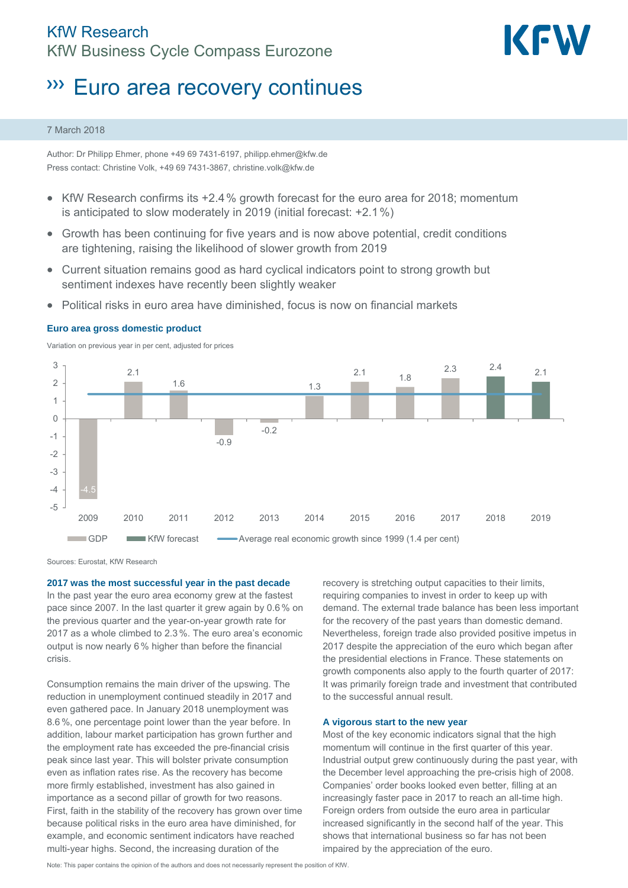KfW Research
KfW Business Cycle Compass Eurozone

# ››› Euro area recovery continues

7 March 2018

Author: Dr Philipp Ehmer, phone +49 69 7431-6197, philipp.ehmer@kfw.de
Press contact: Christine Volk, +49 69 7431-3867, christine.volk@kfw.de

- KfW Research confirms its +2.4 % growth forecast for the euro area for 2018; momentum is anticipated to slow moderately in 2019 (initial forecast: +2.1 %)
- Growth has been continuing for five years and is now above potential, credit conditions are tightening, raising the likelihood of slower growth from 2019
- Current situation remains good as hard cyclical indicators point to strong growth but sentiment indexes have recently been slightly weaker
- Political risks in euro area have diminished, focus is now on financial markets

**Euro area gross domestic product**

Variation on previous year in per cent, adjusted for prices

| Year | GDP | KfW forecast |
|---|---|---|
| 2009 | -4.5 | |
| 2010 | 2.1 | |
| 2011 | 1.6 | |
| 2012 | -0.9 | |
| 2013 | -0.2 | |
| 2014 | 1.3 | |
| 2015 | 2.1 | |
| 2016 | 1.8 | |
| 2017 | 2.3 | |
| 2018 | | 2.4 |
| 2019 | | 2.1 |

Average real economic growth since 1999 (1.4 per cent)

Sources: Eurostat, KfW Research

### 2017 was the most successful year in the past decade

In the past year the euro area economy grew at the fastest pace since 2007. In the last quarter it grew again by 0.6 % on the previous quarter and the year-on-year growth rate for 2017 as a whole climbed to 2.3 %. The euro area's economic output is now nearly 6 % higher than before the financial crisis.

Consumption remains the main driver of the upswing. The reduction in unemployment continued steadily in 2017 and even gathered pace. In January 2018 unemployment was 8.6 %, one percentage point lower than the year before. In addition, labour market participation has grown further and the employment rate has exceeded the pre-financial crisis peak since last year. This will bolster private consumption even as inflation rates rise. As the recovery has become more firmly established, investment has also gained in importance as a second pillar of growth for two reasons. First, faith in the stability of the recovery has grown over time because political risks in the euro area have diminished, for example, and economic sentiment indicators have reached multi-year highs. Second, the increasing duration of the recovery is stretching output capacities to their limits, requiring companies to invest in order to keep up with demand. The external trade balance has been less important for the recovery of the past years than domestic demand. Nevertheless, foreign trade also provided positive impetus in 2017 despite the appreciation of the euro which began after the presidential elections in France. These statements on growth components also apply to the fourth quarter of 2017: It was primarily foreign trade and investment that contributed to the successful annual result.

### A vigorous start to the new year

Most of the key economic indicators signal that the high momentum will continue in the first quarter of this year. Industrial output grew continuously during the past year, with the December level approaching the pre-crisis high of 2008. Companies' order books looked even better, filling at an increasingly faster pace in 2017 to reach an all-time high. Foreign orders from outside the euro area in particular increased significantly in the second half of the year. This shows that international business so far has not been impaired by the appreciation of the euro.

Note: This paper contains the opinion of the authors and does not necessarily represent the position of KfW.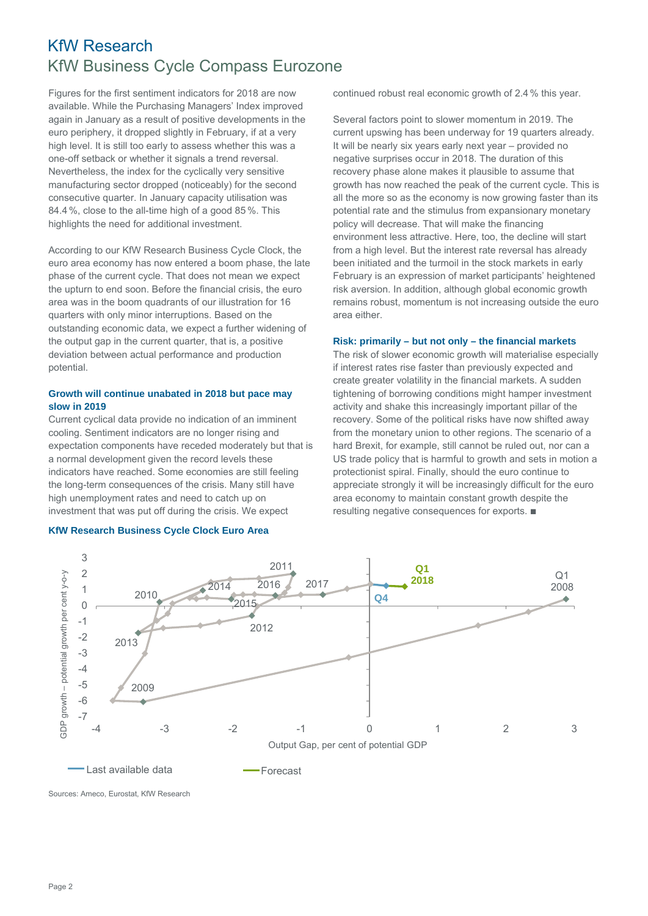# KfW Research

## KfW Business Cycle Compass Eurozone

Figures for the first sentiment indicators for 2018 are now available. While the Purchasing Managers' Index improved again in January as a result of positive developments in the euro periphery, it dropped slightly in February, if at a very high level. It is still too early to assess whether this was a one-off setback or whether it signals a trend reversal. Nevertheless, the index for the cyclically very sensitive manufacturing sector dropped (noticeably) for the second consecutive quarter. In January capacity utilisation was 84.4 %, close to the all-time high of a good 85 %. This highlights the need for additional investment.

According to our KfW Research Business Cycle Clock, the euro area economy has now entered a boom phase, the late phase of the current cycle. That does not mean we expect the upturn to end soon. Before the financial crisis, the euro area was in the boom quadrants of our illustration for 16 quarters with only minor interruptions. Based on the outstanding economic data, we expect a further widening of the output gap in the current quarter, that is, a positive deviation between actual performance and production potential.

### Growth will continue unabated in 2018 but pace may slow in 2019

Current cyclical data provide no indication of an imminent cooling. Sentiment indicators are no longer rising and expectation components have receded moderately but that is a normal development given the record levels these indicators have reached. Some economies are still feeling the long-term consequences of the crisis. Many still have high unemployment rates and need to catch up on investment that was put off during the crisis. We expect continued robust real economic growth of 2.4 % this year.

Several factors point to slower momentum in 2019. The current upswing has been underway for 19 quarters already. It will be nearly six years early next year – provided no negative surprises occur in 2018. The duration of this recovery phase alone makes it plausible to assume that growth has now reached the peak of the current cycle. This is all the more so as the economy is now growing faster than its potential rate and the stimulus from expansionary monetary policy will decrease. That will make the financing environment less attractive. Here, too, the decline will start from a high level. But the interest rate reversal has already been initiated and the turmoil in the stock markets in early February is an expression of market participants' heightened risk aversion. In addition, although global economic growth remains robust, momentum is not increasing outside the euro area either.

### Risk: primarily – but not only – the financial markets

The risk of slower economic growth will materialise especially if interest rates rise faster than previously expected and create greater volatility in the financial markets. A sudden tightening of borrowing conditions might hamper investment activity and shake this increasingly important pillar of the recovery. Some of the political risks have now shifted away from the monetary union to other regions. The scenario of a hard Brexit, for example, still cannot be ruled out, nor can a US trade policy that is harmful to growth and sets in motion a protectionist spiral. Finally, should the euro continue to appreciate strongly it will be increasingly difficult for the euro area economy to maintain constant growth despite the resulting negative consequences for exports. ■

**KfW Research Business Cycle Clock Euro Area**

GDP growth – potential growth per cent y-o-y

Output Gap, per cent of potential GDP

Labels: Q1 2008, 2009, 2010, 2011, 2012, 2013, 2014, 2015, 2016, 2017, Q4, Q1 2018

Last available data — Forecast

Sources: Ameco, Eurostat, KfW Research